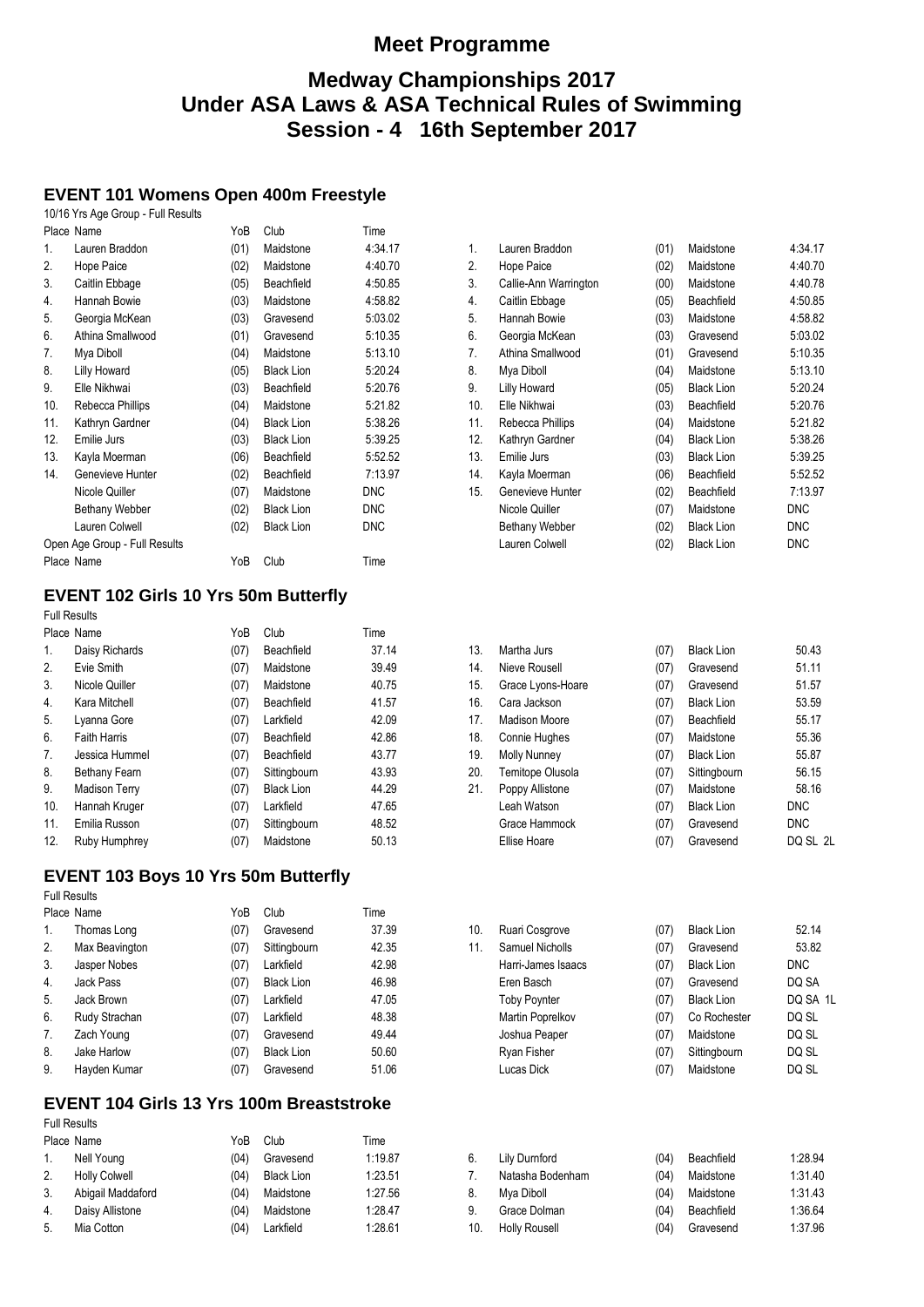# Meet Programme

## Medway Championships 2017
## Under ASA Laws & ASA Technical Rules of Swimming
## Session - 4 16th September 2017

### EVENT 101 Womens Open 400m Freestyle

10/16 Yrs Age Group - Full Results

| Place | Name | YoB | Club | Time |
|---|---|---|---|---|
| 1. | Lauren Braddon | (01) | Maidstone | 4:34.17 |
| 2. | Hope Paice | (02) | Maidstone | 4:40.70 |
| 3. | Caitlin Ebbage | (05) | Beachfield | 4:50.85 |
| 4. | Hannah Bowie | (03) | Maidstone | 4:58.82 |
| 5. | Georgia McKean | (03) | Gravesend | 5:03.02 |
| 6. | Athina Smallwood | (01) | Gravesend | 5:10.35 |
| 7. | Mya Diboll | (04) | Maidstone | 5:13.10 |
| 8. | Lilly Howard | (05) | Black Lion | 5:20.24 |
| 9. | Elle Nikhwai | (03) | Beachfield | 5:20.76 |
| 10. | Rebecca Phillips | (04) | Maidstone | 5:21.82 |
| 11. | Kathryn Gardner | (04) | Black Lion | 5:38.26 |
| 12. | Emilie Jurs | (03) | Black Lion | 5:39.25 |
| 13. | Kayla Moerman | (06) | Beachfield | 5:52.52 |
| 14. | Genevieve Hunter | (02) | Beachfield | 7:13.97 |
| | Nicole Quiller | (07) | Maidstone | DNC |
| | Bethany Webber | (02) | Black Lion | DNC |
| | Lauren Colwell | (02) | Black Lion | DNC |

Open Age Group - Full Results

| Place | Name | YoB | Club | Time |
|---|---|---|---|---|
| 1. | Lauren Braddon | (01) | Maidstone | 4:34.17 |
| 2. | Hope Paice | (02) | Maidstone | 4:40.70 |
| 3. | Callie-Ann Warrington | (00) | Maidstone | 4:40.78 |
| 4. | Caitlin Ebbage | (05) | Beachfield | 4:50.85 |
| 5. | Hannah Bowie | (03) | Maidstone | 4:58.82 |
| 6. | Georgia McKean | (03) | Gravesend | 5:03.02 |
| 7. | Athina Smallwood | (01) | Gravesend | 5:10.35 |
| 8. | Mya Diboll | (04) | Maidstone | 5:13.10 |
| 9. | Lilly Howard | (05) | Black Lion | 5:20.24 |
| 10. | Elle Nikhwai | (03) | Beachfield | 5:20.76 |
| 11. | Rebecca Phillips | (04) | Maidstone | 5:21.82 |
| 12. | Kathryn Gardner | (04) | Black Lion | 5:38.26 |
| 13. | Emilie Jurs | (03) | Black Lion | 5:39.25 |
| 14. | Kayla Moerman | (06) | Beachfield | 5:52.52 |
| 15. | Genevieve Hunter | (02) | Beachfield | 7:13.97 |
| | Nicole Quiller | (07) | Maidstone | DNC |
| | Bethany Webber | (02) | Black Lion | DNC |
| | Lauren Colwell | (02) | Black Lion | DNC |

### EVENT 102 Girls 10 Yrs 50m Butterfly

Full Results

| Place | Name | YoB | Club | Time |
|---|---|---|---|---|
| 1. | Daisy Richards | (07) | Beachfield | 37.14 |
| 2. | Evie Smith | (07) | Maidstone | 39.49 |
| 3. | Nicole Quiller | (07) | Maidstone | 40.75 |
| 4. | Kara Mitchell | (07) | Beachfield | 41.57 |
| 5. | Lyanna Gore | (07) | Larkfield | 42.09 |
| 6. | Faith Harris | (07) | Beachfield | 42.86 |
| 7. | Jessica Hummel | (07) | Beachfield | 43.77 |
| 8. | Bethany Fearn | (07) | Sittingbourn | 43.93 |
| 9. | Madison Terry | (07) | Black Lion | 44.29 |
| 10. | Hannah Kruger | (07) | Larkfield | 47.65 |
| 11. | Emilia Russon | (07) | Sittingbourn | 48.52 |
| 12. | Ruby Humphrey | (07) | Maidstone | 50.13 |
| 13. | Martha Jurs | (07) | Black Lion | 50.43 |
| 14. | Nieve Rousell | (07) | Gravesend | 51.11 |
| 15. | Grace Lyons-Hoare | (07) | Gravesend | 51.57 |
| 16. | Cara Jackson | (07) | Black Lion | 53.59 |
| 17. | Madison Moore | (07) | Beachfield | 55.17 |
| 18. | Connie Hughes | (07) | Maidstone | 55.36 |
| 19. | Molly Nunney | (07) | Black Lion | 55.87 |
| 20. | Temitope Olusola | (07) | Sittingbourn | 56.15 |
| 21. | Poppy Allistone | (07) | Maidstone | 58.16 |
| | Leah Watson | (07) | Black Lion | DNC |
| | Grace Hammock | (07) | Gravesend | DNC |
| | Ellise Hoare | (07) | Gravesend | DQ SL 2L |

### EVENT 103 Boys 10 Yrs 50m Butterfly

Full Results

| Place | Name | YoB | Club | Time |
|---|---|---|---|---|
| 1. | Thomas Long | (07) | Gravesend | 37.39 |
| 2. | Max Beavington | (07) | Sittingbourn | 42.35 |
| 3. | Jasper Nobes | (07) | Larkfield | 42.98 |
| 4. | Jack Pass | (07) | Black Lion | 46.98 |
| 5. | Jack Brown | (07) | Larkfield | 47.05 |
| 6. | Rudy Strachan | (07) | Larkfield | 48.38 |
| 7. | Zach Young | (07) | Gravesend | 49.44 |
| 8. | Jake Harlow | (07) | Black Lion | 50.60 |
| 9. | Hayden Kumar | (07) | Gravesend | 51.06 |
| 10. | Ruari Cosgrove | (07) | Black Lion | 52.14 |
| 11. | Samuel Nicholls | (07) | Gravesend | 53.82 |
| | Harri-James Isaacs | (07) | Black Lion | DNC |
| | Eren Basch | (07) | Gravesend | DQ SA |
| | Toby Poynter | (07) | Black Lion | DQ SA 1L |
| | Martin Poprelkov | (07) | Co Rochester | DQ SL |
| | Joshua Peaper | (07) | Maidstone | DQ SL |
| | Ryan Fisher | (07) | Sittingbourn | DQ SL |
| | Lucas Dick | (07) | Maidstone | DQ SL |

### EVENT 104 Girls 13 Yrs 100m Breaststroke

Full Results

| Place | Name | YoB | Club | Time |
|---|---|---|---|---|
| 1. | Nell Young | (04) | Gravesend | 1:19.87 |
| 2. | Holly Colwell | (04) | Black Lion | 1:23.51 |
| 3. | Abigail Maddaford | (04) | Maidstone | 1:27.56 |
| 4. | Daisy Allistone | (04) | Maidstone | 1:28.47 |
| 5. | Mia Cotton | (04) | Larkfield | 1:28.61 |
| 6. | Lily Durnford | (04) | Beachfield | 1:28.94 |
| 7. | Natasha Bodenham | (04) | Maidstone | 1:31.40 |
| 8. | Mya Diboll | (04) | Maidstone | 1:31.43 |
| 9. | Grace Dolman | (04) | Beachfield | 1:36.64 |
| 10. | Holly Rousell | (04) | Gravesend | 1:37.96 |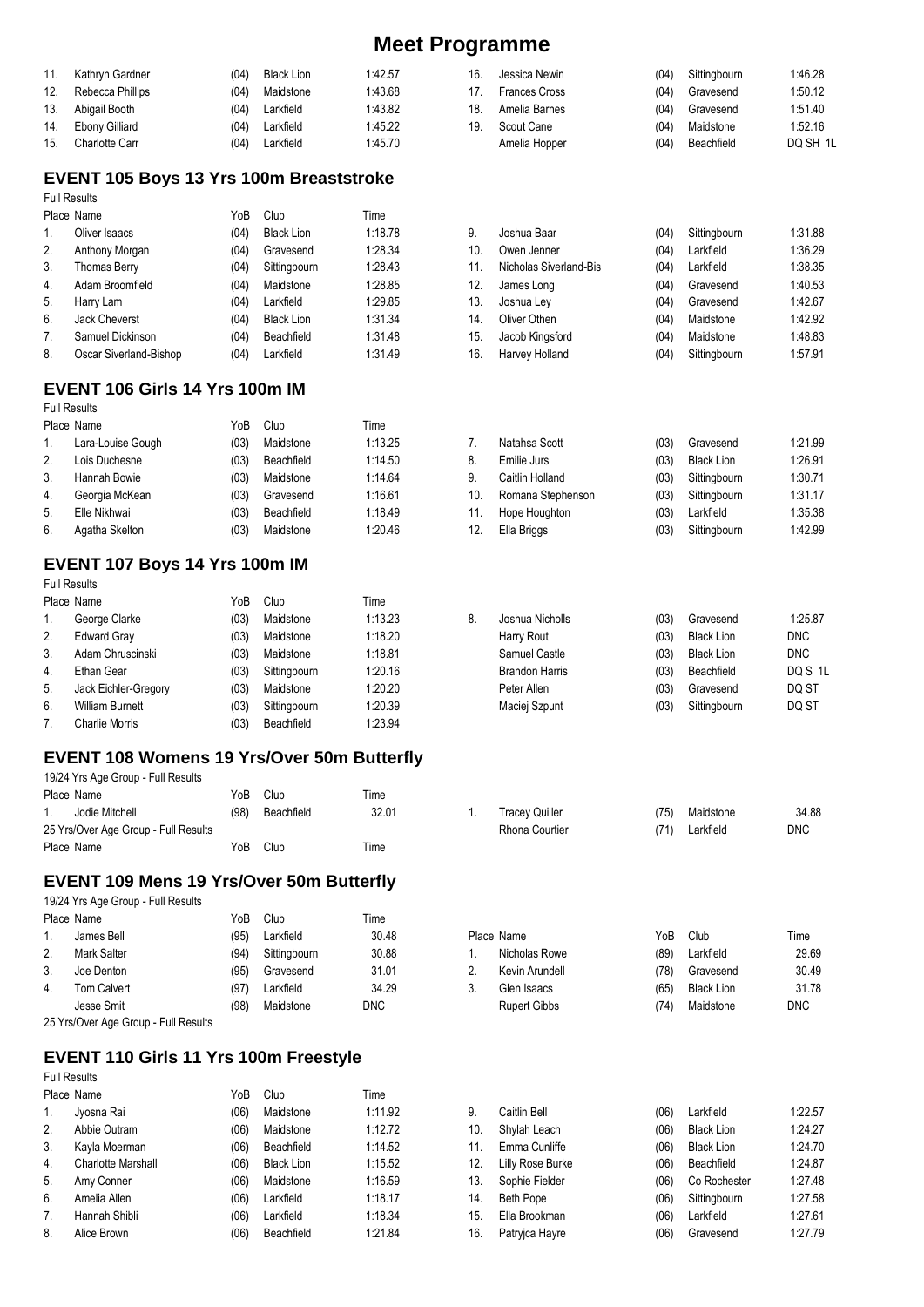# Meet Programme

| Place | Name | YoB | Club | Time |
|---|---|---|---|---|
| 11. | Kathryn Gardner | (04) | Black Lion | 1:42.57 |
| 12. | Rebecca Phillips | (04) | Maidstone | 1:43.68 |
| 13. | Abigail Booth | (04) | Larkfield | 1:43.82 |
| 14. | Ebony Gilliard | (04) | Larkfield | 1:45.22 |
| 15. | Charlotte Carr | (04) | Larkfield | 1:45.70 |
| 16. | Jessica Newin | (04) | Sittingbourn | 1:46.28 |
| 17. | Frances Cross | (04) | Gravesend | 1:50.12 |
| 18. | Amelia Barnes | (04) | Gravesend | 1:51.40 |
| 19. | Scout Cane | (04) | Maidstone | 1:52.16 |
| | Amelia Hopper | (04) | Beachfield | DQ SH 1L |

## EVENT 105 Boys 13 Yrs 100m Breaststroke

Full Results

| Place | Name | YoB | Club | Time |
|---|---|---|---|---|
| 1. | Oliver Isaacs | (04) | Black Lion | 1:18.78 |
| 2. | Anthony Morgan | (04) | Gravesend | 1:28.34 |
| 3. | Thomas Berry | (04) | Sittingbourn | 1:28.43 |
| 4. | Adam Broomfield | (04) | Maidstone | 1:28.85 |
| 5. | Harry Lam | (04) | Larkfield | 1:29.85 |
| 6. | Jack Cheverst | (04) | Black Lion | 1:31.34 |
| 7. | Samuel Dickinson | (04) | Beachfield | 1:31.48 |
| 8. | Oscar Siverland-Bishop | (04) | Larkfield | 1:31.49 |
| 9. | Joshua Baar | (04) | Sittingbourn | 1:31.88 |
| 10. | Owen Jenner | (04) | Larkfield | 1:36.29 |
| 11. | Nicholas Siverland-Bis | (04) | Larkfield | 1:38.35 |
| 12. | James Long | (04) | Gravesend | 1:40.53 |
| 13. | Joshua Ley | (04) | Gravesend | 1:42.67 |
| 14. | Oliver Othen | (04) | Maidstone | 1:42.92 |
| 15. | Jacob Kingsford | (04) | Maidstone | 1:48.83 |
| 16. | Harvey Holland | (04) | Sittingbourn | 1:57.91 |

## EVENT 106 Girls 14 Yrs 100m IM

Full Results

| Place | Name | YoB | Club | Time |
|---|---|---|---|---|
| 1. | Lara-Louise Gough | (03) | Maidstone | 1:13.25 |
| 2. | Lois Duchesne | (03) | Beachfield | 1:14.50 |
| 3. | Hannah Bowie | (03) | Maidstone | 1:14.64 |
| 4. | Georgia McKean | (03) | Gravesend | 1:16.61 |
| 5. | Elle Nikhwai | (03) | Beachfield | 1:18.49 |
| 6. | Agatha Skelton | (03) | Maidstone | 1:20.46 |
| 7. | Natahsa Scott | (03) | Gravesend | 1:21.99 |
| 8. | Emilie Jurs | (03) | Black Lion | 1:26.91 |
| 9. | Caitlin Holland | (03) | Sittingbourn | 1:30.71 |
| 10. | Romana Stephenson | (03) | Sittingbourn | 1:31.17 |
| 11. | Hope Houghton | (03) | Larkfield | 1:35.38 |
| 12. | Ella Briggs | (03) | Sittingbourn | 1:42.99 |

## EVENT 107 Boys 14 Yrs 100m IM

Full Results

| Place | Name | YoB | Club | Time |
|---|---|---|---|---|
| 1. | George Clarke | (03) | Maidstone | 1:13.23 |
| 2. | Edward Gray | (03) | Maidstone | 1:18.20 |
| 3. | Adam Chruscinski | (03) | Maidstone | 1:18.81 |
| 4. | Ethan Gear | (03) | Sittingbourn | 1:20.16 |
| 5. | Jack Eichler-Gregory | (03) | Maidstone | 1:20.20 |
| 6. | William Burnett | (03) | Sittingbourn | 1:20.39 |
| 7. | Charlie Morris | (03) | Beachfield | 1:23.94 |
| 8. | Joshua Nicholls | (03) | Gravesend | 1:25.87 |
| | Harry Rout | (03) | Black Lion | DNC |
| | Samuel Castle | (03) | Black Lion | DNC |
| | Brandon Harris | (03) | Beachfield | DQ S 1L |
| | Peter Allen | (03) | Gravesend | DQ ST |
| | Maciej Szpunt | (03) | Sittingbourn | DQ ST |

## EVENT 108 Womens 19 Yrs/Over 50m Butterfly

19/24 Yrs Age Group - Full Results

| Place | Name | YoB | Club | Time |
|---|---|---|---|---|
| 1. | Jodie Mitchell | (98) | Beachfield | 32.01 |

25 Yrs/Over Age Group - Full Results

| Place | Name | YoB | Club | Time |
|---|---|---|---|---|
| 1. | Tracey Quiller | (75) | Maidstone | 34.88 |
| | Rhona Courtier | (71) | Larkfield | DNC |

## EVENT 109 Mens 19 Yrs/Over 50m Butterfly

19/24 Yrs Age Group - Full Results

| Place | Name | YoB | Club | Time |
|---|---|---|---|---|
| 1. | James Bell | (95) | Larkfield | 30.48 |
| 2. | Mark Salter | (94) | Sittingbourn | 30.88 |
| 3. | Joe Denton | (95) | Gravesend | 31.01 |
| 4. | Tom Calvert | (97) | Larkfield | 34.29 |
| | Jesse Smit | (98) | Maidstone | DNC |

25 Yrs/Over Age Group - Full Results

| Place | Name | YoB | Club | Time |
|---|---|---|---|---|
| 1. | Nicholas Rowe | (89) | Larkfield | 29.69 |
| 2. | Kevin Arundell | (78) | Gravesend | 30.49 |
| 3. | Glen Isaacs | (65) | Black Lion | 31.78 |
| | Rupert Gibbs | (74) | Maidstone | DNC |

## EVENT 110 Girls 11 Yrs 100m Freestyle

Full Results

| Place | Name | YoB | Club | Time |
|---|---|---|---|---|
| 1. | Jyosna Rai | (06) | Maidstone | 1:11.92 |
| 2. | Abbie Outram | (06) | Maidstone | 1:12.72 |
| 3. | Kayla Moerman | (06) | Beachfield | 1:14.52 |
| 4. | Charlotte Marshall | (06) | Black Lion | 1:15.52 |
| 5. | Amy Conner | (06) | Maidstone | 1:16.59 |
| 6. | Amelia Allen | (06) | Larkfield | 1:18.17 |
| 7. | Hannah Shibli | (06) | Larkfield | 1:18.34 |
| 8. | Alice Brown | (06) | Beachfield | 1:21.84 |
| 9. | Caitlin Bell | (06) | Larkfield | 1:22.57 |
| 10. | Shylah Leach | (06) | Black Lion | 1:24.27 |
| 11. | Emma Cunliffe | (06) | Black Lion | 1:24.70 |
| 12. | Lilly Rose Burke | (06) | Beachfield | 1:24.87 |
| 13. | Sophie Fielder | (06) | Co Rochester | 1:27.48 |
| 14. | Beth Pope | (06) | Sittingbourn | 1:27.58 |
| 15. | Ella Brookman | (06) | Larkfield | 1:27.61 |
| 16. | Patryjca Hayre | (06) | Gravesend | 1:27.79 |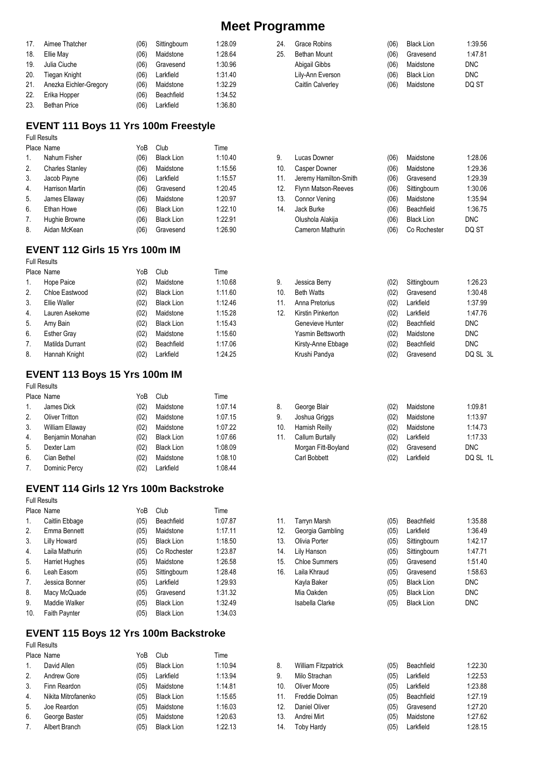# Meet Programme

| Place | Name | YoB | Club | Time |
|---|---|---|---|---|
| 17. | Aimee Thatcher | (06) | Sittingbourn | 1:28.09 |
| 18. | Ellie May | (06) | Maidstone | 1:28.64 |
| 19. | Julia Ciuche | (06) | Gravesend | 1:30.96 |
| 20. | Tiegan Knight | (06) | Larkfield | 1:31.40 |
| 21. | Anezka Eichler-Gregory | (06) | Maidstone | 1:32.29 |
| 22. | Erika Hopper | (06) | Beachfield | 1:34.52 |
| 23. | Bethan Price | (06) | Larkfield | 1:36.80 |
| 24. | Grace Robins | (06) | Black Lion | 1:39.56 |
| 25. | Bethan Mount | (06) | Gravesend | 1:47.81 |
| | Abigail Gibbs | (06) | Maidstone | DNC |
| | Lily-Ann Everson | (06) | Black Lion | DNC |
| | Caitlin Calverley | (06) | Maidstone | DQ ST |

## EVENT 111 Boys 11 Yrs 100m Freestyle

Full Results

| Place | Name | YoB | Club | Time |
|---|---|---|---|---|
| 1. | Nahum Fisher | (06) | Black Lion | 1:10.40 |
| 2. | Charles Stanley | (06) | Maidstone | 1:15.56 |
| 3. | Jacob Payne | (06) | Larkfield | 1:15.57 |
| 4. | Harrison Martin | (06) | Gravesend | 1:20.45 |
| 5. | James Ellaway | (06) | Maidstone | 1:20.97 |
| 6. | Ethan Howe | (06) | Black Lion | 1:22.10 |
| 7. | Hughie Browne | (06) | Black Lion | 1:22.91 |
| 8. | Aidan McKean | (06) | Gravesend | 1:26.90 |
| 9. | Lucas Downer | (06) | Maidstone | 1:28.06 |
| 10. | Casper Downer | (06) | Maidstone | 1:29.36 |
| 11. | Jeremy Hamilton-Smith | (06) | Gravesend | 1:29.39 |
| 12. | Flynn Matson-Reeves | (06) | Sittingbourn | 1:30.06 |
| 13. | Connor Vening | (06) | Maidstone | 1:35.94 |
| 14. | Jack Burke | (06) | Beachfield | 1:36.75 |
| | Olushola Alakija | (06) | Black Lion | DNC |
| | Cameron Mathurin | (06) | Co Rochester | DQ ST |

## EVENT 112 Girls 15 Yrs 100m IM

Full Results

| Place | Name | YoB | Club | Time |
|---|---|---|---|---|
| 1. | Hope Paice | (02) | Maidstone | 1:10.68 |
| 2. | Chloe Eastwood | (02) | Black Lion | 1:11.60 |
| 3. | Ellie Waller | (02) | Black Lion | 1:12.46 |
| 4. | Lauren Asekome | (02) | Maidstone | 1:15.28 |
| 5. | Amy Bain | (02) | Black Lion | 1:15.43 |
| 6. | Esther Gray | (02) | Maidstone | 1:15.60 |
| 7. | Matilda Durrant | (02) | Beachfield | 1:17.06 |
| 8. | Hannah Knight | (02) | Larkfield | 1:24.25 |
| 9. | Jessica Berry | (02) | Sittingbourn | 1:26.23 |
| 10. | Beth Watts | (02) | Gravesend | 1:30.48 |
| 11. | Anna Pretorius | (02) | Larkfield | 1:37.99 |
| 12. | Kirstin Pinkerton | (02) | Larkfield | 1:47.76 |
| | Genevieve Hunter | (02) | Beachfield | DNC |
| | Yasmin Bettsworth | (02) | Maidstone | DNC |
| | Kirsty-Anne Ebbage | (02) | Beachfield | DNC |
| | Krushi Pandya | (02) | Gravesend | DQ SL 3L |

## EVENT 113 Boys 15 Yrs 100m IM

Full Results

| Place | Name | YoB | Club | Time |
|---|---|---|---|---|
| 1. | James Dick | (02) | Maidstone | 1:07.14 |
| 2. | Oliver Tritton | (02) | Maidstone | 1:07.15 |
| 3. | William Ellaway | (02) | Maidstone | 1:07.22 |
| 4. | Benjamin Monahan | (02) | Black Lion | 1:07.66 |
| 5. | Dexter Lam | (02) | Black Lion | 1:08.09 |
| 6. | Cian Bethel | (02) | Maidstone | 1:08.10 |
| 7. | Dominic Percy | (02) | Larkfield | 1:08.44 |
| 8. | George Blair | (02) | Maidstone | 1:09.81 |
| 9. | Joshua Griggs | (02) | Maidstone | 1:13.97 |
| 10. | Hamish Reilly | (02) | Maidstone | 1:14.73 |
| 11. | Callum Burtally | (02) | Larkfield | 1:17.33 |
| | Morgan Fitt-Boyland | (02) | Gravesend | DNC |
| | Carl Bobbett | (02) | Larkfield | DQ SL 1L |

## EVENT 114 Girls 12 Yrs 100m Backstroke

Full Results

| Place | Name | YoB | Club | Time |
|---|---|---|---|---|
| 1. | Caitlin Ebbage | (05) | Beachfield | 1:07.87 |
| 2. | Emma Bennett | (05) | Maidstone | 1:17.11 |
| 3. | Lilly Howard | (05) | Black Lion | 1:18.50 |
| 4. | Laila Mathurin | (05) | Co Rochester | 1:23.87 |
| 5. | Harriet Hughes | (05) | Maidstone | 1:26.58 |
| 6. | Leah Easom | (05) | Sittingbourn | 1:28.48 |
| 7. | Jessica Bonner | (05) | Larkfield | 1:29.93 |
| 8. | Macy McQuade | (05) | Gravesend | 1:31.32 |
| 9. | Maddie Walker | (05) | Black Lion | 1:32.49 |
| 10. | Faith Paynter | (05) | Black Lion | 1:34.03 |
| 11. | Tarryn Marsh | (05) | Beachfield | 1:35.88 |
| 12. | Georgia Gambling | (05) | Larkfield | 1:36.49 |
| 13. | Olivia Porter | (05) | Sittingbourn | 1:42.17 |
| 14. | Lily Hanson | (05) | Sittingbourn | 1:47.71 |
| 15. | Chloe Summers | (05) | Gravesend | 1:51.40 |
| 16. | Laila Khraud | (05) | Gravesend | 1:58.63 |
| | Kayla Baker | (05) | Black Lion | DNC |
| | Mia Oakden | (05) | Black Lion | DNC |
| | Isabella Clarke | (05) | Black Lion | DNC |

## EVENT 115 Boys 12 Yrs 100m Backstroke

Full Results

| Place | Name | YoB | Club | Time |
|---|---|---|---|---|
| 1. | David Allen | (05) | Black Lion | 1:10.94 |
| 2. | Andrew Gore | (05) | Larkfield | 1:13.94 |
| 3. | Finn Reardon | (05) | Maidstone | 1:14.81 |
| 4. | Nikita Mitrofanenko | (05) | Black Lion | 1:15.65 |
| 5. | Joe Reardon | (05) | Maidstone | 1:16.03 |
| 6. | George Baster | (05) | Maidstone | 1:20.63 |
| 7. | Albert Branch | (05) | Black Lion | 1:22.13 |
| 8. | William Fitzpatrick | (05) | Beachfield | 1:22.30 |
| 9. | Milo Strachan | (05) | Larkfield | 1:22.53 |
| 10. | Oliver Moore | (05) | Larkfield | 1:23.88 |
| 11. | Freddie Dolman | (05) | Beachfield | 1:27.19 |
| 12. | Daniel Oliver | (05) | Gravesend | 1:27.20 |
| 13. | Andrei Mirt | (05) | Maidstone | 1:27.62 |
| 14. | Toby Hardy | (05) | Larkfield | 1:28.15 |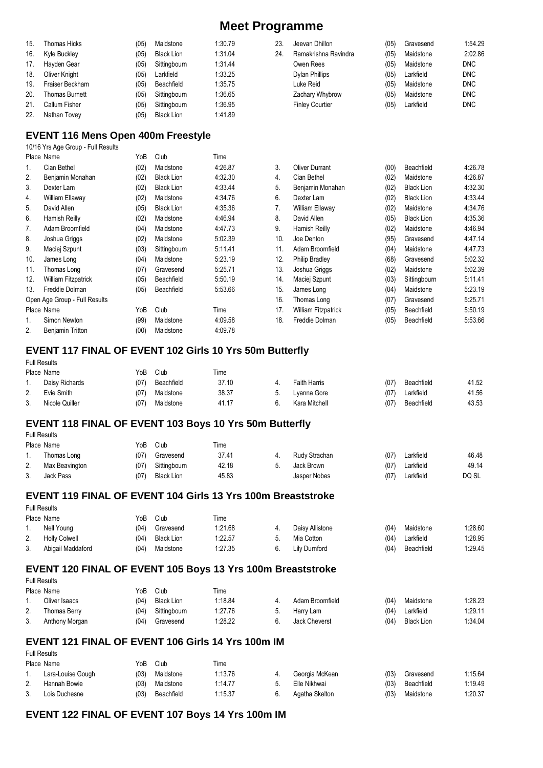# Meet Programme

| | | | | |
|---|---|---|---|---|
| 15. | Thomas Hicks | (05) | Maidstone | 1:30.79 |
| 16. | Kyle Buckley | (05) | Black Lion | 1:31.04 |
| 17. | Hayden Gear | (05) | Sittingbourn | 1:31.44 |
| 18. | Oliver Knight | (05) | Larkfield | 1:33.25 |
| 19. | Fraiser Beckham | (05) | Beachfield | 1:35.75 |
| 20. | Thomas Burnett | (05) | Sittingbourn | 1:36.65 |
| 21. | Callum Fisher | (05) | Sittingbourn | 1:36.95 |
| 22. | Nathan Tovey | (05) | Black Lion | 1:41.89 |
| 23. | Jeevan Dhillon | (05) | Gravesend | 1:54.29 |
| 24. | Ramakrishna Ravindra | (05) | Maidstone | 2:02.86 |
| | Owen Rees | (05) | Maidstone | DNC |
| | Dylan Phillips | (05) | Larkfield | DNC |
| | Luke Reid | (05) | Maidstone | DNC |
| | Zachary Whybrow | (05) | Maidstone | DNC |
| | Finley Courtier | (05) | Larkfield | DNC |

## EVENT 116 Mens Open 400m Freestyle

10/16 Yrs Age Group - Full Results

| Place | Name | YoB | Club | Time |
|---|---|---|---|---|
| 1. | Cian Bethel | (02) | Maidstone | 4:26.87 |
| 2. | Benjamin Monahan | (02) | Black Lion | 4:32.30 |
| 3. | Dexter Lam | (02) | Black Lion | 4:33.44 |
| 4. | William Ellaway | (02) | Maidstone | 4:34.76 |
| 5. | David Allen | (05) | Black Lion | 4:35.36 |
| 6. | Hamish Reilly | (02) | Maidstone | 4:46.94 |
| 7. | Adam Broomfield | (04) | Maidstone | 4:47.73 |
| 8. | Joshua Griggs | (02) | Maidstone | 5:02.39 |
| 9. | Maciej Szpunt | (03) | Sittingbourn | 5:11.41 |
| 10. | James Long | (04) | Maidstone | 5:23.19 |
| 11. | Thomas Long | (07) | Gravesend | 5:25.71 |
| 12. | William Fitzpatrick | (05) | Beachfield | 5:50.19 |
| 13. | Freddie Dolman | (05) | Beachfield | 5:53.66 |

Open Age Group - Full Results

| Place | Name | YoB | Club | Time |
|---|---|---|---|---|
| 1. | Simon Newton | (99) | Maidstone | 4:09.58 |
| 2. | Benjamin Tritton | (00) | Maidstone | 4:09.78 |
| 3. | Oliver Durrant | (00) | Beachfield | 4:26.78 |
| 4. | Cian Bethel | (02) | Maidstone | 4:26.87 |
| 5. | Benjamin Monahan | (02) | Black Lion | 4:32.30 |
| 6. | Dexter Lam | (02) | Black Lion | 4:33.44 |
| 7. | William Ellaway | (02) | Maidstone | 4:34.76 |
| 8. | David Allen | (05) | Black Lion | 4:35.36 |
| 9. | Hamish Reilly | (02) | Maidstone | 4:46.94 |
| 10. | Joe Denton | (95) | Gravesend | 4:47.14 |
| 11. | Adam Broomfield | (04) | Maidstone | 4:47.73 |
| 12. | Philip Bradley | (68) | Gravesend | 5:02.32 |
| 13. | Joshua Griggs | (02) | Maidstone | 5:02.39 |
| 14. | Maciej Szpunt | (03) | Sittingbourn | 5:11.41 |
| 15. | James Long | (04) | Maidstone | 5:23.19 |
| 16. | Thomas Long | (07) | Gravesend | 5:25.71 |
| 17. | William Fitzpatrick | (05) | Beachfield | 5:50.19 |
| 18. | Freddie Dolman | (05) | Beachfield | 5:53.66 |

## EVENT 117 FINAL OF EVENT 102 Girls 10 Yrs 50m Butterfly

Full Results

| Place | Name | YoB | Club | Time |
|---|---|---|---|---|
| 1. | Daisy Richards | (07) | Beachfield | 37.10 |
| 2. | Evie Smith | (07) | Maidstone | 38.37 |
| 3. | Nicole Quiller | (07) | Maidstone | 41.17 |
| 4. | Faith Harris | (07) | Beachfield | 41.52 |
| 5. | Lyanna Gore | (07) | Larkfield | 41.56 |
| 6. | Kara Mitchell | (07) | Beachfield | 43.53 |

## EVENT 118 FINAL OF EVENT 103 Boys 10 Yrs 50m Butterfly

Full Results

| Place | Name | YoB | Club | Time |
|---|---|---|---|---|
| 1. | Thomas Long | (07) | Gravesend | 37.41 |
| 2. | Max Beavington | (07) | Sittingbourn | 42.18 |
| 3. | Jack Pass | (07) | Black Lion | 45.83 |
| 4. | Rudy Strachan | (07) | Larkfield | 46.48 |
| 5. | Jack Brown | (07) | Larkfield | 49.14 |
| | Jasper Nobes | (07) | Larkfield | DQ SL |

## EVENT 119 FINAL OF EVENT 104 Girls 13 Yrs 100m Breaststroke

Full Results

| Place | Name | YoB | Club | Time |
|---|---|---|---|---|
| 1. | Nell Young | (04) | Gravesend | 1:21.68 |
| 2. | Holly Colwell | (04) | Black Lion | 1:22.57 |
| 3. | Abigail Maddaford | (04) | Maidstone | 1:27.35 |
| 4. | Daisy Allistone | (04) | Maidstone | 1:28.60 |
| 5. | Mia Cotton | (04) | Larkfield | 1:28.95 |
| 6. | Lily Durnford | (04) | Beachfield | 1:29.45 |

## EVENT 120 FINAL OF EVENT 105 Boys 13 Yrs 100m Breaststroke

Full Results

| Place | Name | YoB | Club | Time |
|---|---|---|---|---|
| 1. | Oliver Isaacs | (04) | Black Lion | 1:18.84 |
| 2. | Thomas Berry | (04) | Sittingbourn | 1:27.76 |
| 3. | Anthony Morgan | (04) | Gravesend | 1:28.22 |
| 4. | Adam Broomfield | (04) | Maidstone | 1:28.23 |
| 5. | Harry Lam | (04) | Larkfield | 1:29.11 |
| 6. | Jack Cheverst | (04) | Black Lion | 1:34.04 |

## EVENT 121 FINAL OF EVENT 106 Girls 14 Yrs 100m IM

Full Results

| Place | Name | YoB | Club | Time |
|---|---|---|---|---|
| 1. | Lara-Louise Gough | (03) | Maidstone | 1:13.76 |
| 2. | Hannah Bowie | (03) | Maidstone | 1:14.77 |
| 3. | Lois Duchesne | (03) | Beachfield | 1:15.37 |
| 4. | Georgia McKean | (03) | Gravesend | 1:15.64 |
| 5. | Elle Nikhwai | (03) | Beachfield | 1:19.49 |
| 6. | Agatha Skelton | (03) | Maidstone | 1:20.37 |

## EVENT 122 FINAL OF EVENT 107 Boys 14 Yrs 100m IM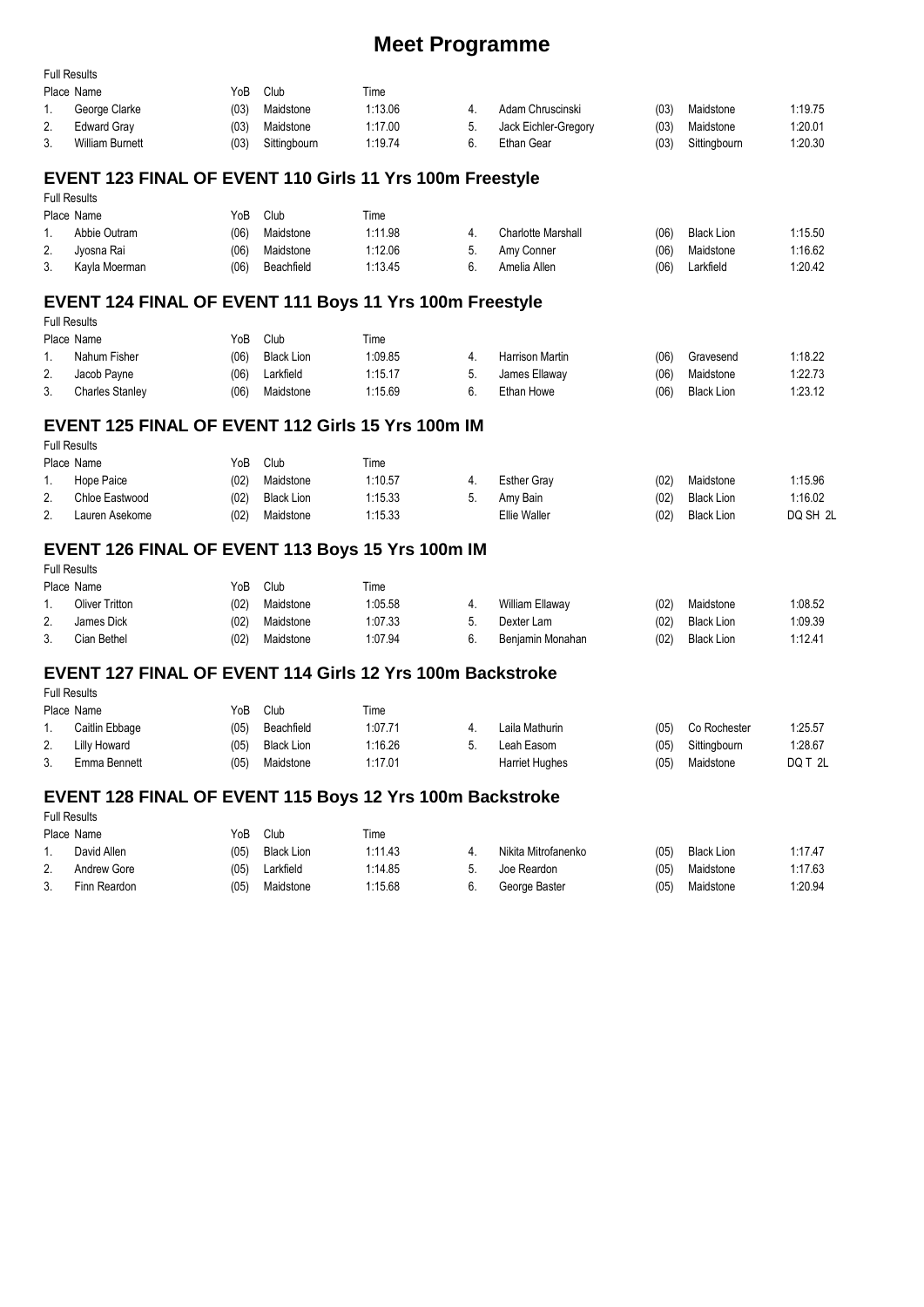# Meet Programme

Full Results

| Place | Name | YoB | Club | Time | Place | Name | YoB | Club | Time |
|---|---|---|---|---|---|---|---|---|---|
| 1. | George Clarke | (03) | Maidstone | 1:13.06 | 4. | Adam Chruscinski | (03) | Maidstone | 1:19.75 |
| 2. | Edward Gray | (03) | Maidstone | 1:17.00 | 5. | Jack Eichler-Gregory | (03) | Maidstone | 1:20.01 |
| 3. | William Burnett | (03) | Sittingbourn | 1:19.74 | 6. | Ethan Gear | (03) | Sittingbourn | 1:20.30 |

## EVENT 123 FINAL OF EVENT 110 Girls 11 Yrs 100m Freestyle

Full Results

| Place | Name | YoB | Club | Time | Place | Name | YoB | Club | Time |
|---|---|---|---|---|---|---|---|---|---|
| 1. | Abbie Outram | (06) | Maidstone | 1:11.98 | 4. | Charlotte Marshall | (06) | Black Lion | 1:15.50 |
| 2. | Jyosna Rai | (06) | Maidstone | 1:12.06 | 5. | Amy Conner | (06) | Maidstone | 1:16.62 |
| 3. | Kayla Moerman | (06) | Beachfield | 1:13.45 | 6. | Amelia Allen | (06) | Larkfield | 1:20.42 |

## EVENT 124 FINAL OF EVENT 111 Boys 11 Yrs 100m Freestyle

Full Results

| Place | Name | YoB | Club | Time | Place | Name | YoB | Club | Time |
|---|---|---|---|---|---|---|---|---|---|
| 1. | Nahum Fisher | (06) | Black Lion | 1:09.85 | 4. | Harrison Martin | (06) | Gravesend | 1:18.22 |
| 2. | Jacob Payne | (06) | Larkfield | 1:15.17 | 5. | James Ellaway | (06) | Maidstone | 1:22.73 |
| 3. | Charles Stanley | (06) | Maidstone | 1:15.69 | 6. | Ethan Howe | (06) | Black Lion | 1:23.12 |

## EVENT 125 FINAL OF EVENT 112 Girls 15 Yrs 100m IM

Full Results

| Place | Name | YoB | Club | Time | Place | Name | YoB | Club | Time |
|---|---|---|---|---|---|---|---|---|---|
| 1. | Hope Paice | (02) | Maidstone | 1:10.57 | 4. | Esther Gray | (02) | Maidstone | 1:15.96 |
| 2. | Chloe Eastwood | (02) | Black Lion | 1:15.33 | 5. | Amy Bain | (02) | Black Lion | 1:16.02 |
| 2. | Lauren Asekome | (02) | Maidstone | 1:15.33 | | Ellie Waller | (02) | Black Lion | DQ SH 2L |

## EVENT 126 FINAL OF EVENT 113 Boys 15 Yrs 100m IM

Full Results

| Place | Name | YoB | Club | Time | Place | Name | YoB | Club | Time |
|---|---|---|---|---|---|---|---|---|---|
| 1. | Oliver Tritton | (02) | Maidstone | 1:05.58 | 4. | William Ellaway | (02) | Maidstone | 1:08.52 |
| 2. | James Dick | (02) | Maidstone | 1:07.33 | 5. | Dexter Lam | (02) | Black Lion | 1:09.39 |
| 3. | Cian Bethel | (02) | Maidstone | 1:07.94 | 6. | Benjamin Monahan | (02) | Black Lion | 1:12.41 |

## EVENT 127 FINAL OF EVENT 114 Girls 12 Yrs 100m Backstroke

Full Results

| Place | Name | YoB | Club | Time | Place | Name | YoB | Club | Time |
|---|---|---|---|---|---|---|---|---|---|
| 1. | Caitlin Ebbage | (05) | Beachfield | 1:07.71 | 4. | Laila Mathurin | (05) | Co Rochester | 1:25.57 |
| 2. | Lilly Howard | (05) | Black Lion | 1:16.26 | 5. | Leah Easom | (05) | Sittingbourn | 1:28.67 |
| 3. | Emma Bennett | (05) | Maidstone | 1:17.01 | | Harriet Hughes | (05) | Maidstone | DQ T 2L |

## EVENT 128 FINAL OF EVENT 115 Boys 12 Yrs 100m Backstroke

Full Results

| Place | Name | YoB | Club | Time | Place | Name | YoB | Club | Time |
|---|---|---|---|---|---|---|---|---|---|
| 1. | David Allen | (05) | Black Lion | 1:11.43 | 4. | Nikita Mitrofanenko | (05) | Black Lion | 1:17.47 |
| 2. | Andrew Gore | (05) | Larkfield | 1:14.85 | 5. | Joe Reardon | (05) | Maidstone | 1:17.63 |
| 3. | Finn Reardon | (05) | Maidstone | 1:15.68 | 6. | George Baster | (05) | Maidstone | 1:20.94 |